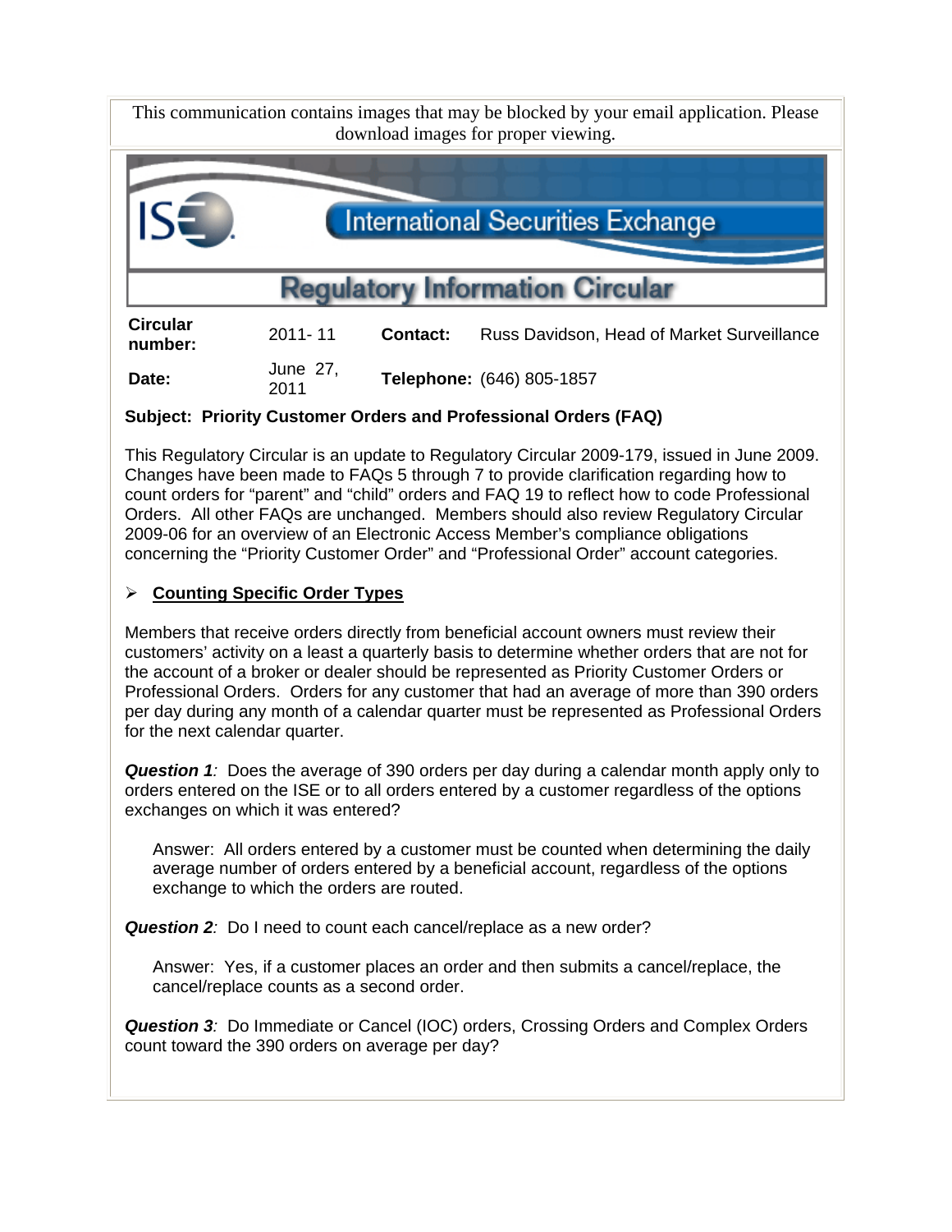This communication contains images that may be blocked by your email application. Please download images for proper viewing.

# International Securities Exchange

## Regulatory Information Circular

| | | | |
|---|---|---|---|
| **Circular number:** | 2011- 11 | **Contact:** | Russ Davidson, Head of Market Surveillance |
| **Date:** | June 27, 2011 | **Telephone:** | (646) 805-1857 |

**Subject: Priority Customer Orders and Professional Orders (FAQ)**

This Regulatory Circular is an update to Regulatory Circular 2009-179, issued in June 2009. Changes have been made to FAQs 5 through 7 to provide clarification regarding how to count orders for "parent" and "child" orders and FAQ 19 to reflect how to code Professional Orders. All other FAQs are unchanged. Members should also review Regulatory Circular 2009-06 for an overview of an Electronic Access Member's compliance obligations concerning the "Priority Customer Order" and "Professional Order" account categories.

- **Counting Specific Order Types**

Members that receive orders directly from beneficial account owners must review their customers' activity on a least a quarterly basis to determine whether orders that are not for the account of a broker or dealer should be represented as Priority Customer Orders or Professional Orders. Orders for any customer that had an average of more than 390 orders per day during any month of a calendar quarter must be represented as Professional Orders for the next calendar quarter.

***Question 1****:* Does the average of 390 orders per day during a calendar month apply only to orders entered on the ISE or to all orders entered by a customer regardless of the options exchanges on which it was entered?

> Answer: All orders entered by a customer must be counted when determining the daily average number of orders entered by a beneficial account, regardless of the options exchange to which the orders are routed.

***Question 2****:* Do I need to count each cancel/replace as a new order?

> Answer: Yes, if a customer places an order and then submits a cancel/replace, the cancel/replace counts as a second order.

***Question 3****:* Do Immediate or Cancel (IOC) orders, Crossing Orders and Complex Orders count toward the 390 orders on average per day?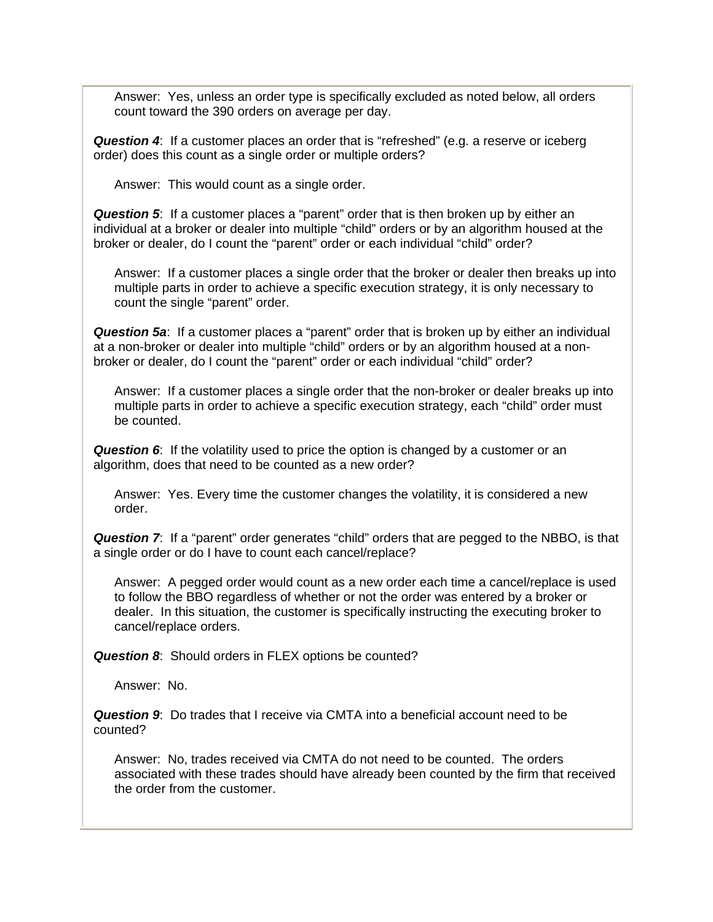Answer: Yes, unless an order type is specifically excluded as noted below, all orders count toward the 390 orders on average per day.

***Question 4***: If a customer places an order that is "refreshed" (e.g. a reserve or iceberg order) does this count as a single order or multiple orders?

Answer: This would count as a single order.

***Question 5***: If a customer places a "parent" order that is then broken up by either an individual at a broker or dealer into multiple "child" orders or by an algorithm housed at the broker or dealer, do I count the "parent" order or each individual "child" order?

Answer: If a customer places a single order that the broker or dealer then breaks up into multiple parts in order to achieve a specific execution strategy, it is only necessary to count the single "parent" order.

***Question 5a***: If a customer places a "parent" order that is broken up by either an individual at a non-broker or dealer into multiple "child" orders or by an algorithm housed at a non-broker or dealer, do I count the "parent" order or each individual "child" order?

Answer: If a customer places a single order that the non-broker or dealer breaks up into multiple parts in order to achieve a specific execution strategy, each "child" order must be counted.

***Question 6***: If the volatility used to price the option is changed by a customer or an algorithm, does that need to be counted as a new order?

Answer: Yes. Every time the customer changes the volatility, it is considered a new order.

***Question 7***: If a "parent" order generates "child" orders that are pegged to the NBBO, is that a single order or do I have to count each cancel/replace?

Answer: A pegged order would count as a new order each time a cancel/replace is used to follow the BBO regardless of whether or not the order was entered by a broker or dealer. In this situation, the customer is specifically instructing the executing broker to cancel/replace orders.

***Question 8***: Should orders in FLEX options be counted?

Answer: No.

***Question 9***: Do trades that I receive via CMTA into a beneficial account need to be counted?

Answer: No, trades received via CMTA do not need to be counted. The orders associated with these trades should have already been counted by the firm that received the order from the customer.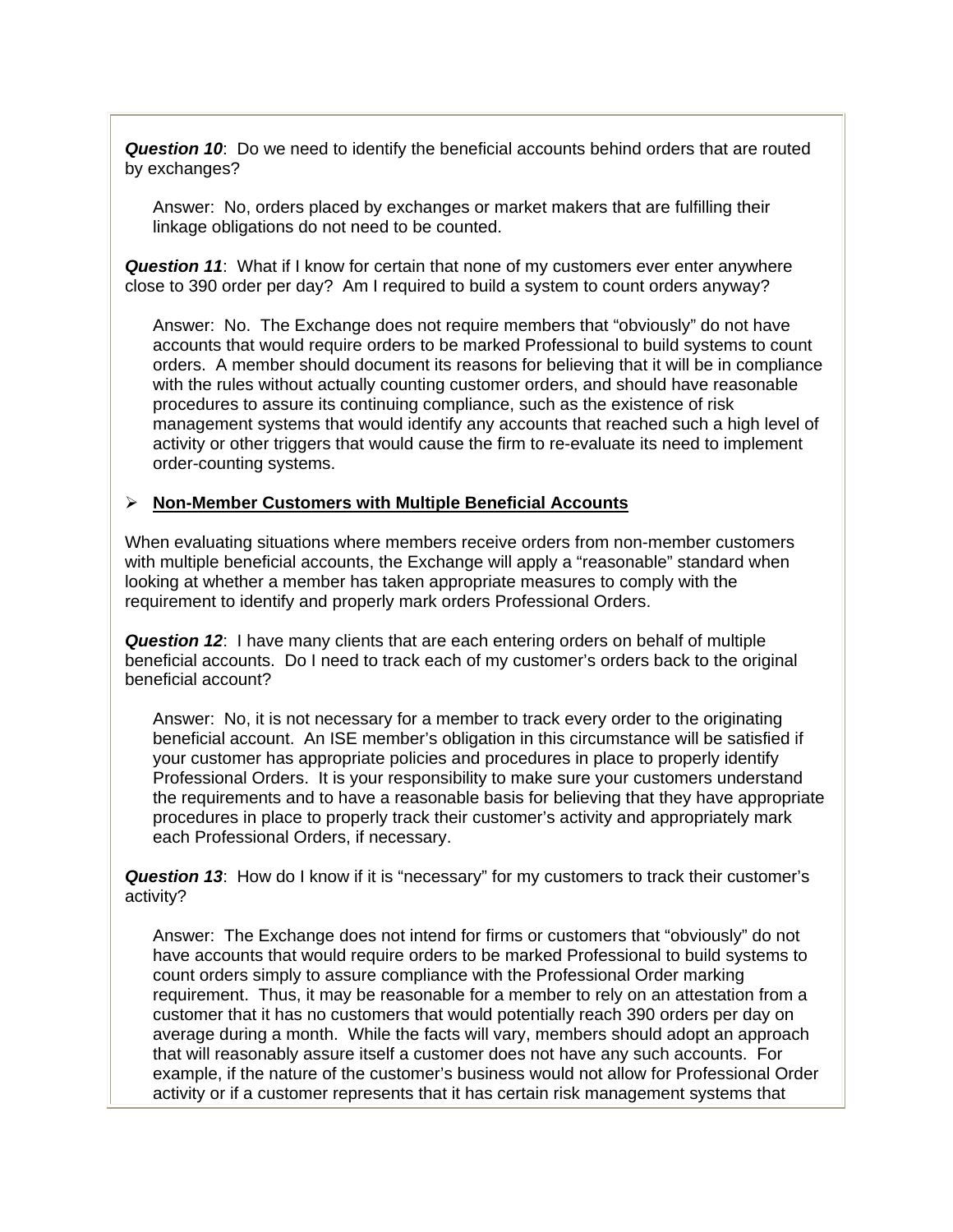***Question 10***: Do we need to identify the beneficial accounts behind orders that are routed by exchanges?

> Answer: No, orders placed by exchanges or market makers that are fulfilling their linkage obligations do not need to be counted.

***Question 11***: What if I know for certain that none of my customers ever enter anywhere close to 390 order per day? Am I required to build a system to count orders anyway?

> Answer: No. The Exchange does not require members that "obviously" do not have accounts that would require orders to be marked Professional to build systems to count orders. A member should document its reasons for believing that it will be in compliance with the rules without actually counting customer orders, and should have reasonable procedures to assure its continuing compliance, such as the existence of risk management systems that would identify any accounts that reached such a high level of activity or other triggers that would cause the firm to re-evaluate its need to implement order-counting systems.

- **<u>Non-Member Customers with Multiple Beneficial Accounts</u>**

When evaluating situations where members receive orders from non-member customers with multiple beneficial accounts, the Exchange will apply a "reasonable" standard when looking at whether a member has taken appropriate measures to comply with the requirement to identify and properly mark orders Professional Orders.

***Question 12***: I have many clients that are each entering orders on behalf of multiple beneficial accounts. Do I need to track each of my customer's orders back to the original beneficial account?

> Answer: No, it is not necessary for a member to track every order to the originating beneficial account. An ISE member's obligation in this circumstance will be satisfied if your customer has appropriate policies and procedures in place to properly identify Professional Orders. It is your responsibility to make sure your customers understand the requirements and to have a reasonable basis for believing that they have appropriate procedures in place to properly track their customer's activity and appropriately mark each Professional Orders, if necessary.

***Question 13***: How do I know if it is "necessary" for my customers to track their customer's activity?

> Answer: The Exchange does not intend for firms or customers that "obviously" do not have accounts that would require orders to be marked Professional to build systems to count orders simply to assure compliance with the Professional Order marking requirement. Thus, it may be reasonable for a member to rely on an attestation from a customer that it has no customers that would potentially reach 390 orders per day on average during a month. While the facts will vary, members should adopt an approach that will reasonably assure itself a customer does not have any such accounts. For example, if the nature of the customer's business would not allow for Professional Order activity or if a customer represents that it has certain risk management systems that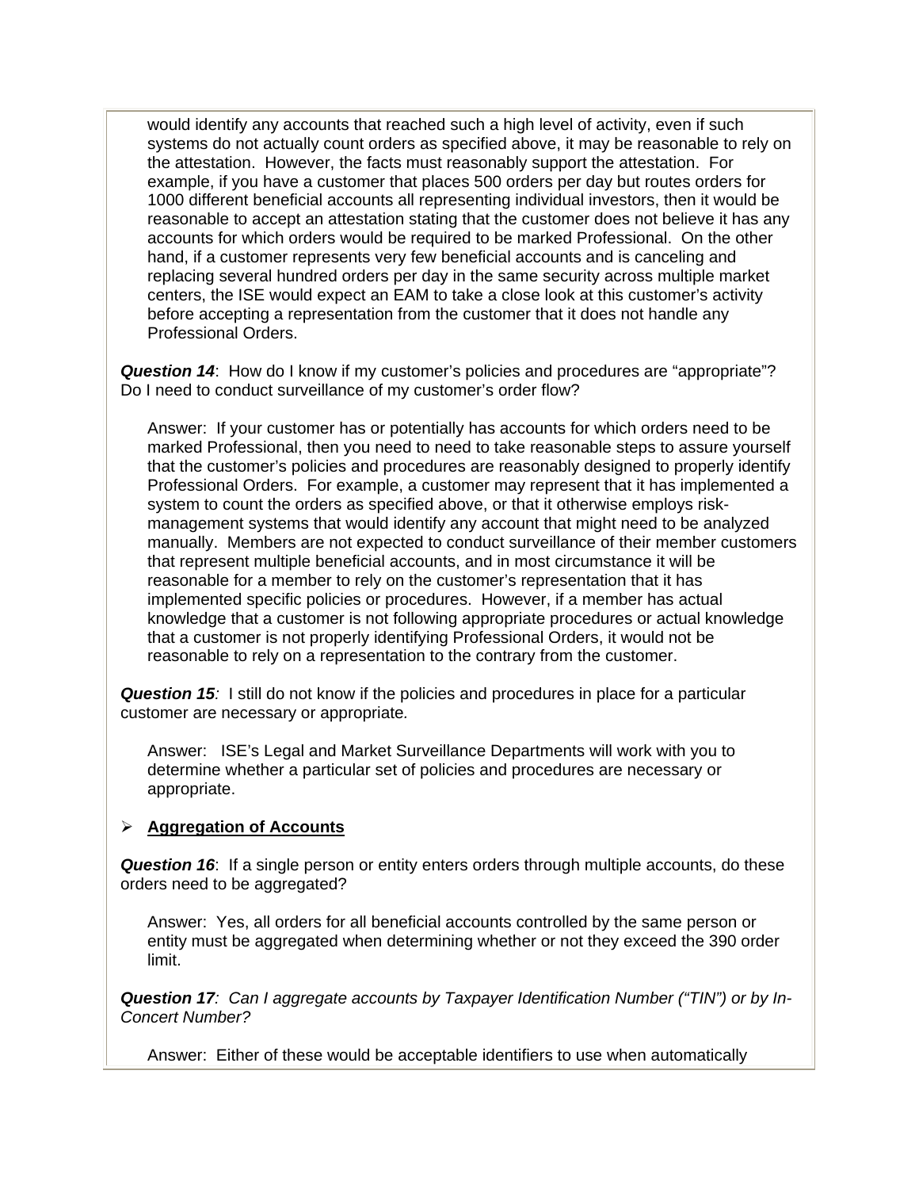would identify any accounts that reached such a high level of activity, even if such systems do not actually count orders as specified above, it may be reasonable to rely on the attestation. However, the facts must reasonably support the attestation. For example, if you have a customer that places 500 orders per day but routes orders for 1000 different beneficial accounts all representing individual investors, then it would be reasonable to accept an attestation stating that the customer does not believe it has any accounts for which orders would be required to be marked Professional. On the other hand, if a customer represents very few beneficial accounts and is canceling and replacing several hundred orders per day in the same security across multiple market centers, the ISE would expect an EAM to take a close look at this customer's activity before accepting a representation from the customer that it does not handle any Professional Orders.

***Question 14***: How do I know if my customer's policies and procedures are "appropriate"? Do I need to conduct surveillance of my customer's order flow?

Answer: If your customer has or potentially has accounts for which orders need to be marked Professional, then you need to need to take reasonable steps to assure yourself that the customer's policies and procedures are reasonably designed to properly identify Professional Orders. For example, a customer may represent that it has implemented a system to count the orders as specified above, or that it otherwise employs risk-management systems that would identify any account that might need to be analyzed manually. Members are not expected to conduct surveillance of their member customers that represent multiple beneficial accounts, and in most circumstance it will be reasonable for a member to rely on the customer's representation that it has implemented specific policies or procedures. However, if a member has actual knowledge that a customer is not following appropriate procedures or actual knowledge that a customer is not properly identifying Professional Orders, it would not be reasonable to rely on a representation to the contrary from the customer.

***Question 15****:* I still do not know if the policies and procedures in place for a particular customer are necessary or appropriate*.*

Answer: ISE's Legal and Market Surveillance Departments will work with you to determine whether a particular set of policies and procedures are necessary or appropriate.

- **<u>Aggregation of Accounts</u>**

***Question 16***: If a single person or entity enters orders through multiple accounts, do these orders need to be aggregated?

Answer: Yes, all orders for all beneficial accounts controlled by the same person or entity must be aggregated when determining whether or not they exceed the 390 order limit.

***Question 17****: Can I aggregate accounts by Taxpayer Identification Number ("TIN") or by In-Concert Number?*

Answer: Either of these would be acceptable identifiers to use when automatically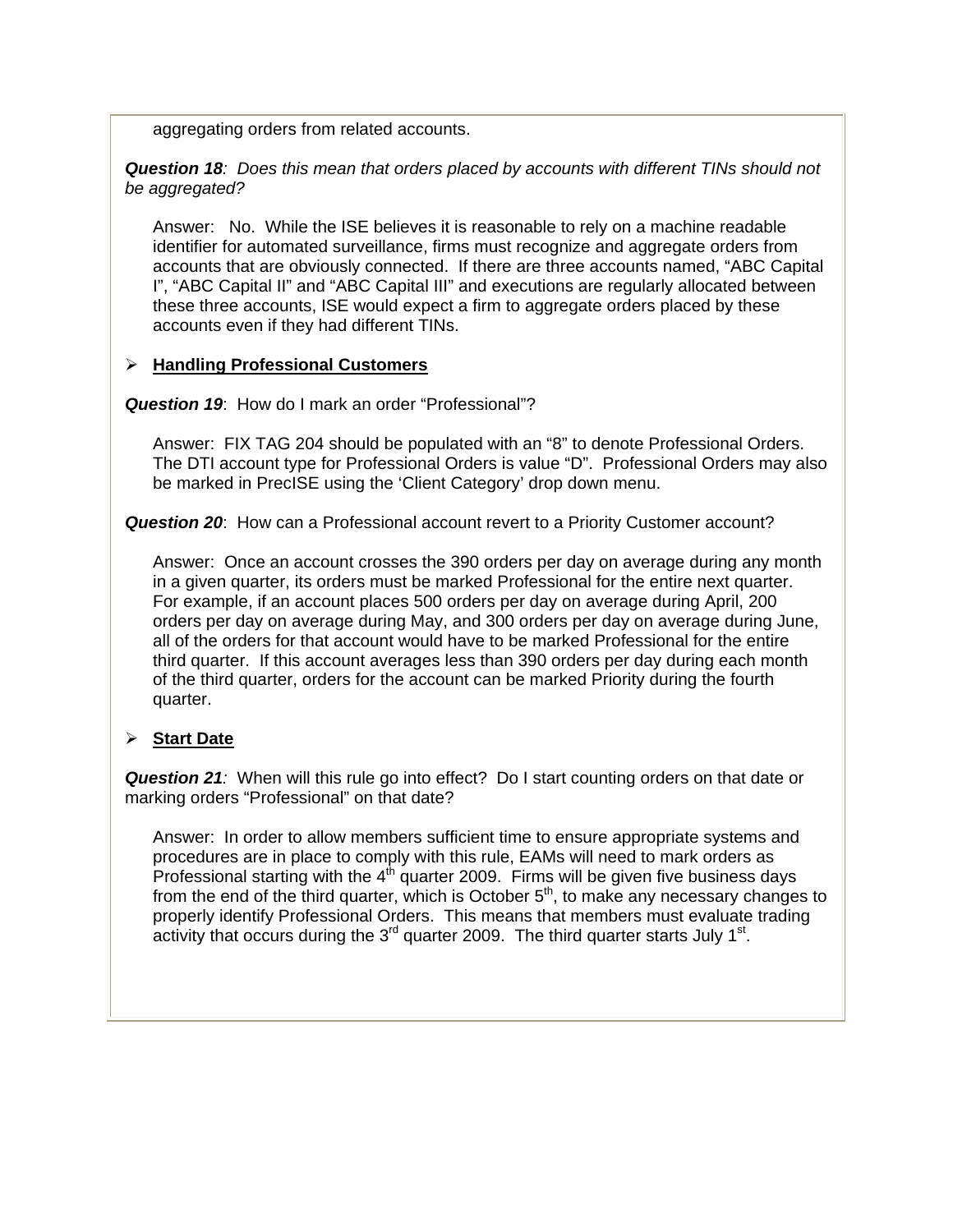aggregating orders from related accounts.

***Question 18**: Does this mean that orders placed by accounts with different TINs should not be aggregated?*

Answer: No. While the ISE believes it is reasonable to rely on a machine readable identifier for automated surveillance, firms must recognize and aggregate orders from accounts that are obviously connected. If there are three accounts named, "ABC Capital I", "ABC Capital II" and "ABC Capital III" and executions are regularly allocated between these three accounts, ISE would expect a firm to aggregate orders placed by these accounts even if they had different TINs.

- **<u>Handling Professional Customers</u>**

***Question 19***: How do I mark an order "Professional"?

Answer: FIX TAG 204 should be populated with an "8" to denote Professional Orders. The DTI account type for Professional Orders is value "D". Professional Orders may also be marked in PrecISE using the 'Client Category' drop down menu.

***Question 20***: How can a Professional account revert to a Priority Customer account?

Answer: Once an account crosses the 390 orders per day on average during any month in a given quarter, its orders must be marked Professional for the entire next quarter. For example, if an account places 500 orders per day on average during April, 200 orders per day on average during May, and 300 orders per day on average during June, all of the orders for that account would have to be marked Professional for the entire third quarter. If this account averages less than 390 orders per day during each month of the third quarter, orders for the account can be marked Priority during the fourth quarter.

- **<u>Start Date</u>**

***Question 21**:* When will this rule go into effect? Do I start counting orders on that date or marking orders "Professional" on that date?

Answer: In order to allow members sufficient time to ensure appropriate systems and procedures are in place to comply with this rule, EAMs will need to mark orders as Professional starting with the 4th quarter 2009. Firms will be given five business days from the end of the third quarter, which is October 5th, to make any necessary changes to properly identify Professional Orders. This means that members must evaluate trading activity that occurs during the 3rd quarter 2009. The third quarter starts July 1st.